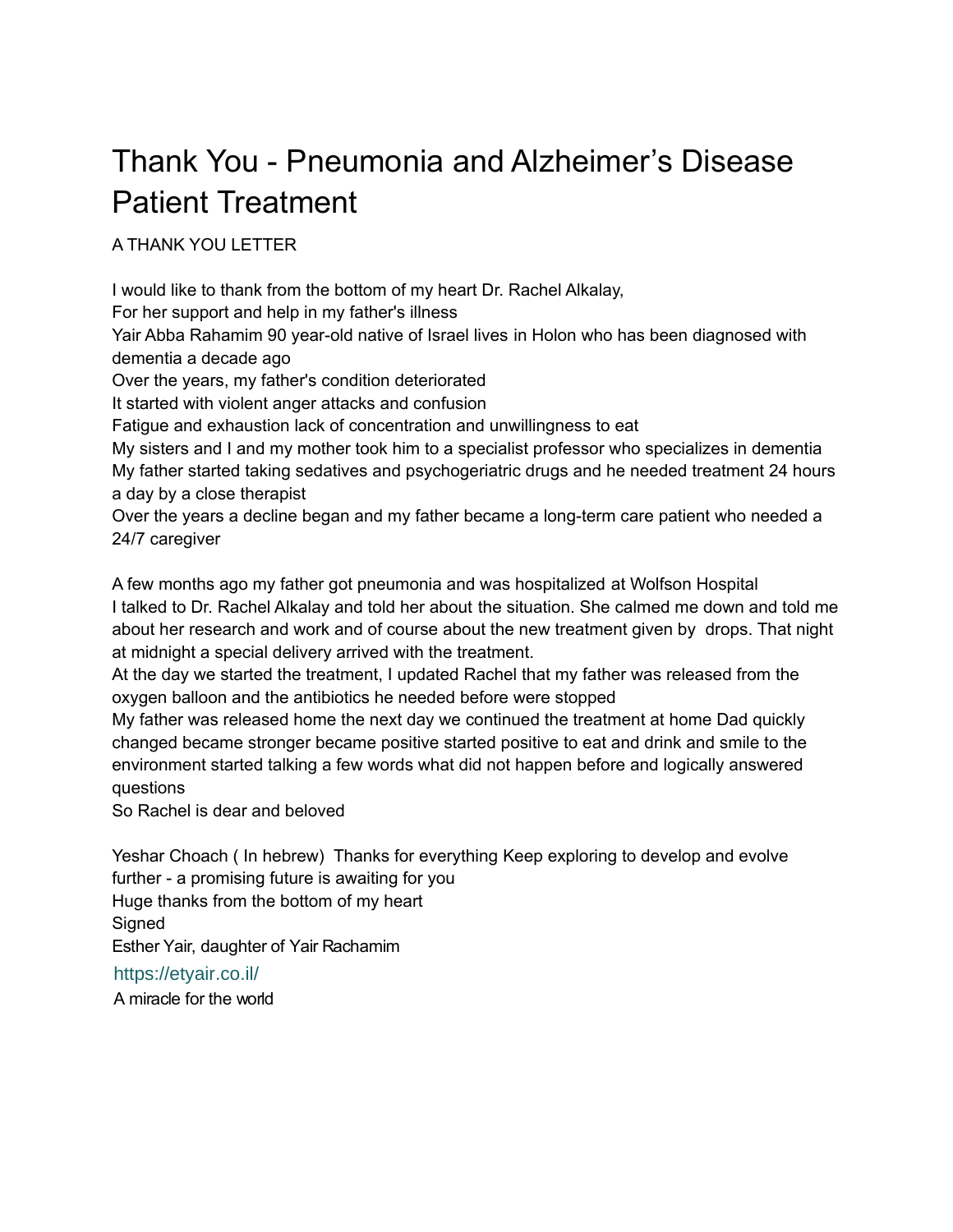# Thank You - Pneumonia and Alzheimer's Disease Patient Treatment

A THANK YOU LETTER

I would like to thank from the bottom of my heart Dr. Rachel Alkalay,
For her support and help in my father's illness
Yair Abba Rahamim 90 year-old native of Israel lives in Holon who has been diagnosed with dementia a decade ago
Over the years, my father's condition deteriorated
It started with violent anger attacks and confusion
Fatigue and exhaustion lack of concentration and unwillingness to eat
My sisters and I and my mother took him to a specialist professor who specializes in dementia
My father started taking sedatives and psychogeriatric drugs and he needed treatment 24 hours a day by a close therapist
Over the years a decline began and my father became a long-term care patient who needed a 24/7 caregiver

A few months ago my father got pneumonia and was hospitalized at Wolfson Hospital
I talked to Dr. Rachel Alkalay and told her about the situation. She calmed me down and told me about her research and work and of course about the new treatment given by drops. That night at midnight a special delivery arrived with the treatment.
At the day we started the treatment, I updated Rachel that my father was released from the oxygen balloon and the antibiotics he needed before were stopped
My father was released home the next day we continued the treatment at home Dad quickly changed became stronger became positive started positive to eat and drink and smile to the environment started talking a few words what did not happen before and logically answered questions
So Rachel is dear and beloved

Yeshar Choach ( In hebrew) Thanks for everything Keep exploring to develop and evolve further - a promising future is awaiting for you
Huge thanks from the bottom of my heart
Signed
Esther Yair, daughter of Yair Rachamim
https://etyair.co.il/
A miracle for the world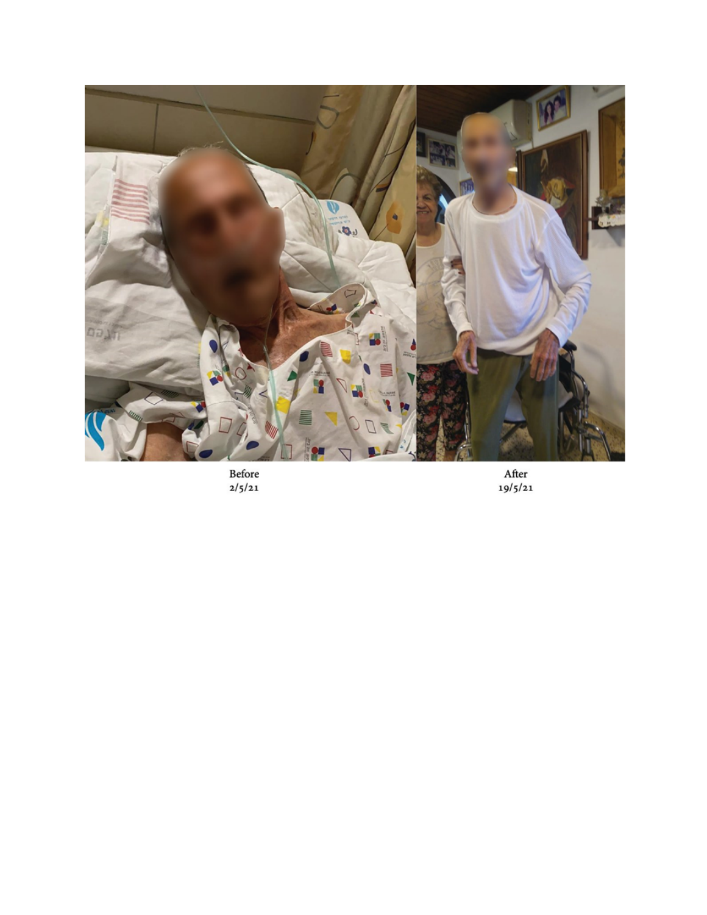Before
2/5/21

After
19/5/21